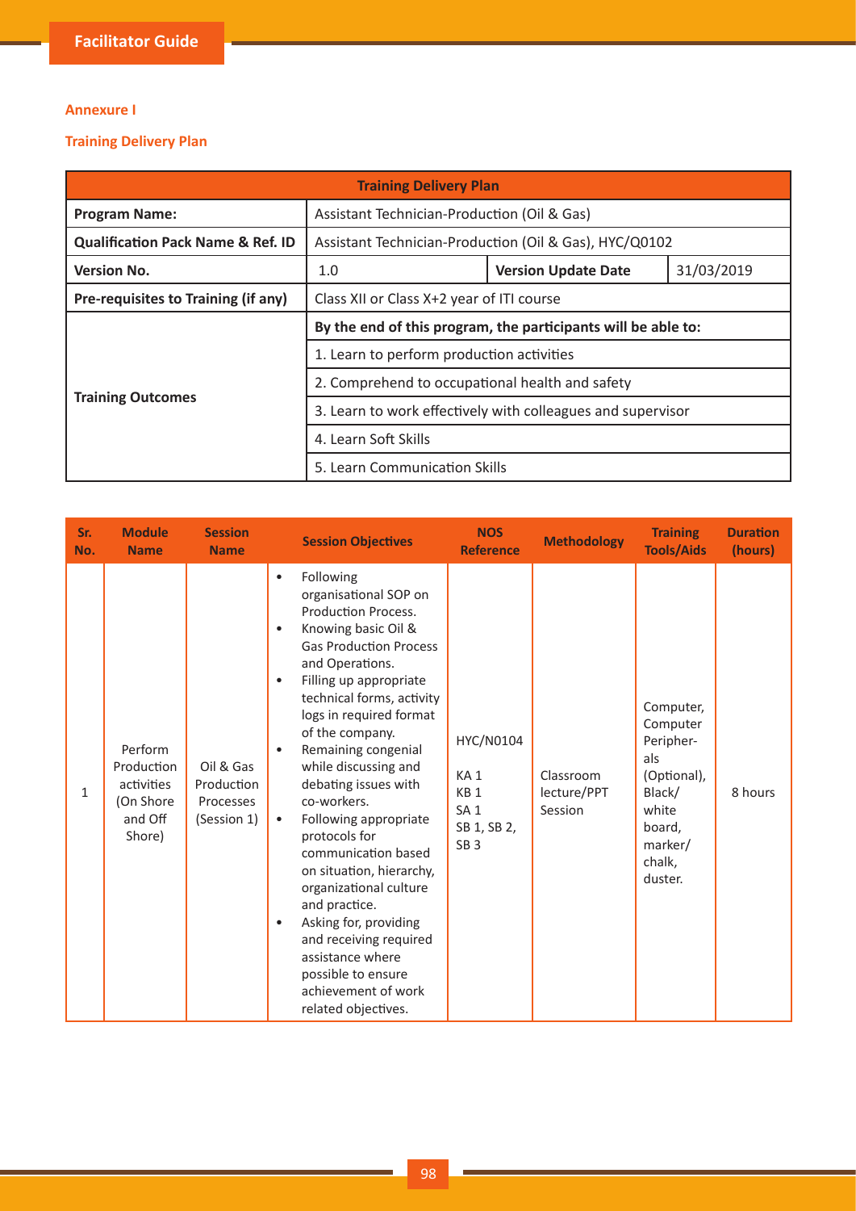**Annexure I**

**Training Delivery Plan**

| Training Delivery Plan | | | |
|---|---|---|---|
| **Program Name:** | Assistant Technician-Production (Oil & Gas) | | |
| **Qualification Pack Name & Ref. ID** | Assistant Technician-Production (Oil & Gas), HYC/Q0102 | | |
| **Version No.** | 1.0 | **Version Update Date** | 31/03/2019 |
| **Pre-requisites to Training (if any)** | Class XII or Class X+2 year of ITI course | | |
| **Training Outcomes** | **By the end of this program, the participants will be able to:** | | |
| | 1. Learn to perform production activities | | |
| | 2. Comprehend to occupational health and safety | | |
| | 3. Learn to work effectively with colleagues and supervisor | | |
| | 4. Learn Soft Skills | | |
| | 5. Learn Communication Skills | | |

| Sr. No. | Module Name | Session Name | Session Objectives | NOS Reference | Methodology | Training Tools/Aids | Duration (hours) |
|---|---|---|---|---|---|---|---|
| 1 | Perform Production activities (On Shore and Off Shore) | Oil & Gas Production Processes (Session 1) | • Following organisational SOP on Production Process.<br>• Knowing basic Oil & Gas Production Process and Operations.<br>• Filling up appropriate technical forms, activity logs in required format of the company.<br>• Remaining congenial while discussing and debating issues with co-workers.<br>• Following appropriate protocols for communication based on situation, hierarchy, organizational culture and practice.<br>• Asking for, providing and receiving required assistance where possible to ensure achievement of work related objectives. | HYC/N0104<br>KA 1<br>KB 1<br>SA 1<br>SB 1, SB 2, SB 3 | Classroom lecture/PPT Session | Computer, Computer Peripherals (Optional), Black/ white board, marker/ chalk, duster. | 8 hours |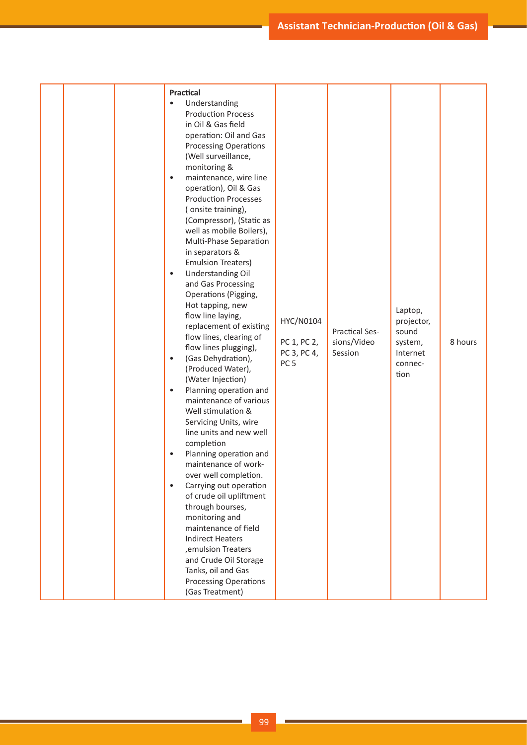| | | | Practical | | | | |
|---|---|---|---|---|---|---|---|
| | | | **Practical**<br>• Understanding Production Process in Oil & Gas field operation: Oil and Gas Processing Operations (Well surveillance, monitoring &<br>• maintenance, wire line operation), Oil & Gas Production Processes ( onsite training), (Compressor), (Static as well as mobile Boilers), Multi-Phase Separation in separators & Emulsion Treaters)<br>• Understanding Oil and Gas Processing Operations (Pigging, Hot tapping, new flow line laying, replacement of existing flow lines, clearing of flow lines plugging),<br>• (Gas Dehydration), (Produced Water), (Water Injection)<br>• Planning operation and maintenance of various Well stimulation & Servicing Units, wire line units and new well completion<br>• Planning operation and maintenance of work-over well completion.<br>• Carrying out operation of crude oil upliftment through bourses, monitoring and maintenance of field Indirect Heaters ,emulsion Treaters and Crude Oil Storage Tanks, oil and Gas Processing Operations (Gas Treatment) | HYC/N0104<br><br>PC 1, PC 2, PC 3, PC 4, PC 5 | Practical Sessions/Video Session | Laptop, projector, sound system, Internet connection | 8 hours |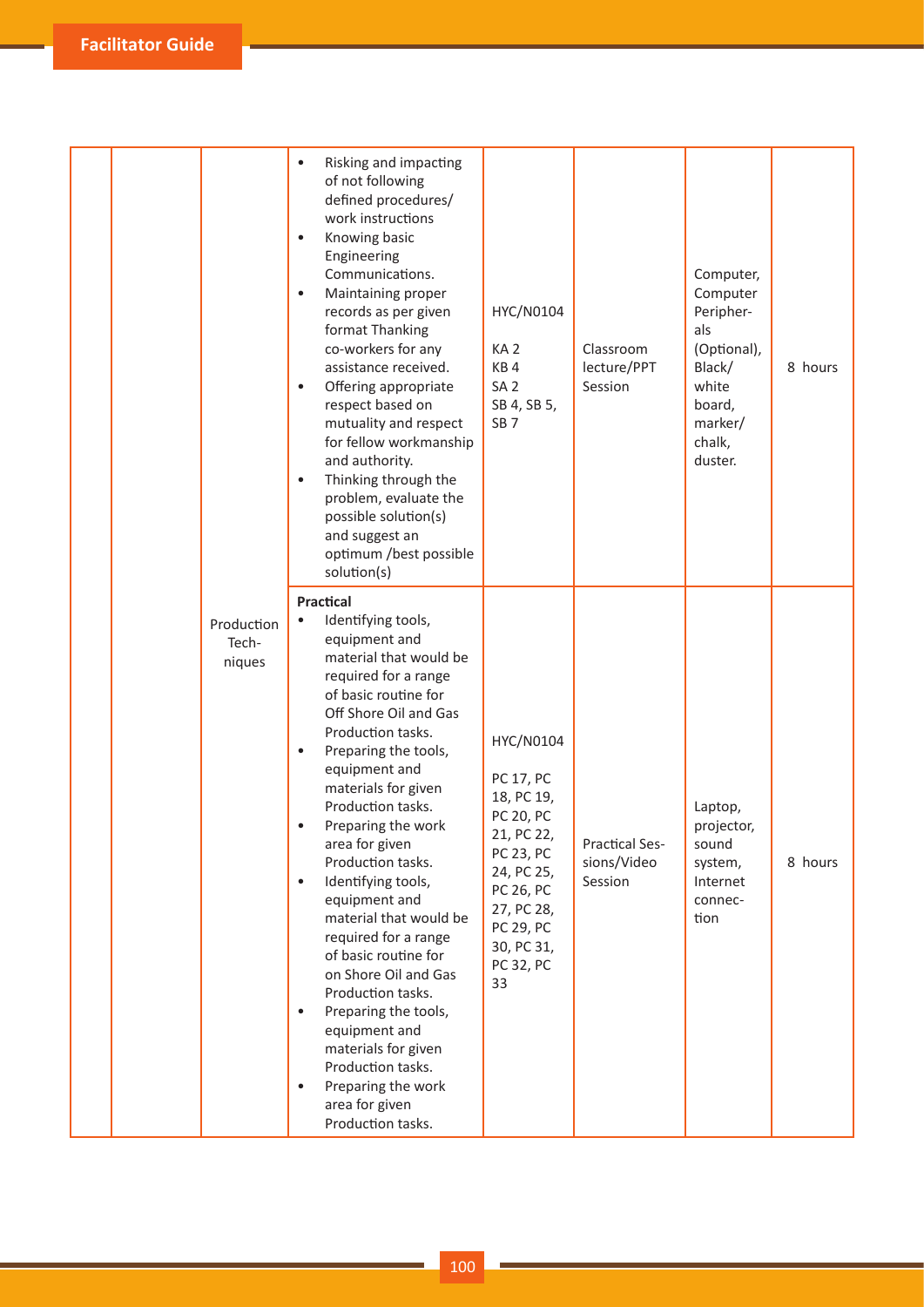| | | | | | | | |
|---|---|---|---|---|---|---|---|
| | | | • Risking and impacting of not following defined procedures/ work instructions<br>• Knowing basic Engineering Communications.<br>• Maintaining proper records as per given format Thanking co-workers for any assistance received.<br>• Offering appropriate respect based on mutuality and respect for fellow workmanship and authority.<br>• Thinking through the problem, evaluate the possible solution(s) and suggest an optimum /best possible solution(s) | HYC/N0104<br><br>KA 2<br>KB 4<br>SA 2<br>SB 4, SB 5, SB 7 | Classroom lecture/PPT Session | Computer, Computer Peripherals (Optional), Black/ white board, marker/ chalk, duster. | 8 hours |
| | | Production Techniques | **Practical**<br>• Identifying tools, equipment and material that would be required for a range of basic routine for Off Shore Oil and Gas Production tasks.<br>• Preparing the tools, equipment and materials for given Production tasks.<br>• Preparing the work area for given Production tasks.<br>• Identifying tools, equipment and material that would be required for a range of basic routine for on Shore Oil and Gas Production tasks.<br>• Preparing the tools, equipment and materials for given Production tasks.<br>• Preparing the work area for given Production tasks. | HYC/N0104<br><br>PC 17, PC 18, PC 19, PC 20, PC 21, PC 22, PC 23, PC 24, PC 25, PC 26, PC 27, PC 28, PC 29, PC 30, PC 31, PC 32, PC 33 | Practical Sessions/Video Session | Laptop, projector, sound system, Internet connection | 8 hours |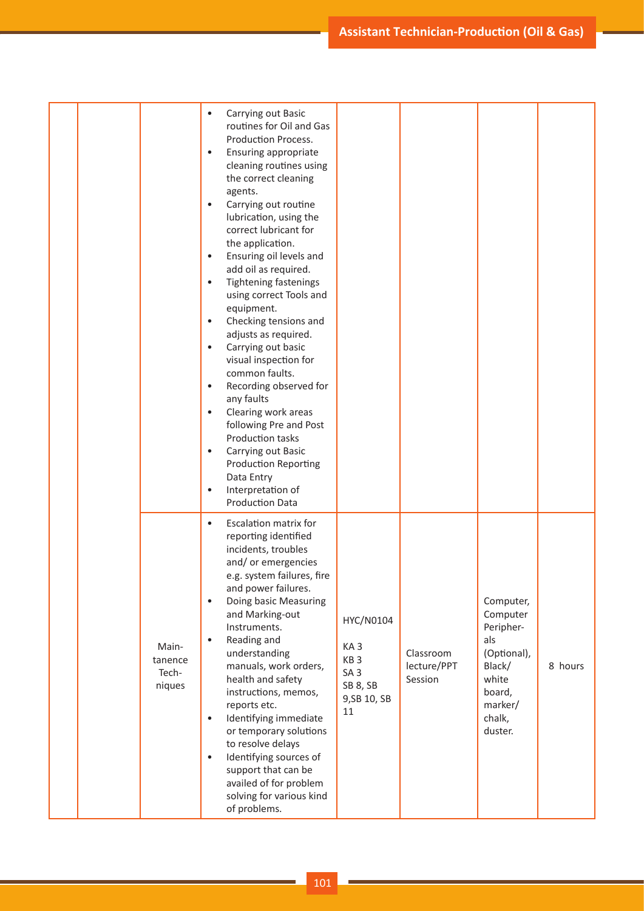| | | | | | | | |
|---|---|---|---|---|---|---|---|
| | | | • Carrying out Basic routines for Oil and Gas Production Process.<br>• Ensuring appropriate cleaning routines using the correct cleaning agents.<br>• Carrying out routine lubrication, using the correct lubricant for the application.<br>• Ensuring oil levels and add oil as required.<br>• Tightening fastenings using correct Tools and equipment.<br>• Checking tensions and adjusts as required.<br>• Carrying out basic visual inspection for common faults.<br>• Recording observed for any faults<br>• Clearing work areas following Pre and Post Production tasks<br>• Carrying out Basic Production Reporting Data Entry<br>• Interpretation of Production Data | | | | |
| | | Maintenance Techniques | • Escalation matrix for reporting identified incidents, troubles and/ or emergencies e.g. system failures, fire and power failures.<br>• Doing basic Measuring and Marking-out Instruments.<br>• Reading and understanding manuals, work orders, health and safety instructions, memos, reports etc.<br>• Identifying immediate or temporary solutions to resolve delays<br>• Identifying sources of support that can be availed of for problem solving for various kind of problems. | HYC/N0104<br><br>KA 3<br>KB 3<br>SA 3<br>SB 8, SB 9,SB 10, SB 11 | Classroom lecture/PPT Session | Computer, Computer Peripherals (Optional), Black/ white board, marker/ chalk, duster. | 8 hours |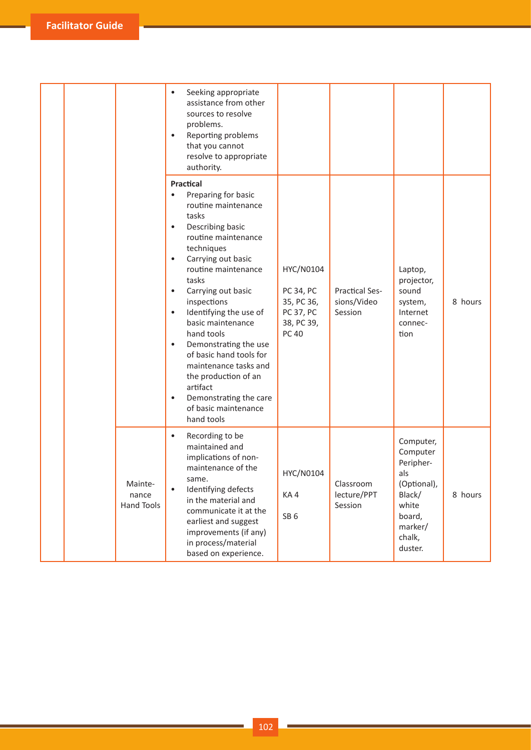| | | | | | | | |
|---|---|---|---|---|---|---|---|
| | | | • Seeking appropriate assistance from other sources to resolve problems.<br>• Reporting problems that you cannot resolve to appropriate authority. | | | | |
| | | | **Practical**<br>• Preparing for basic routine maintenance tasks<br>• Describing basic routine maintenance techniques<br>• Carrying out basic routine maintenance tasks<br>• Carrying out basic inspections<br>• Identifying the use of basic maintenance hand tools<br>• Demonstrating the use of basic hand tools for maintenance tasks and the production of an artifact<br>• Demonstrating the care of basic maintenance hand tools | HYC/N0104<br><br>PC 34, PC 35, PC 36, PC 37, PC 38, PC 39, PC 40 | Practical Sessions/Video Session | Laptop, projector, sound system, Internet connection | 8 hours |
| | | Maintenance Hand Tools | • Recording to be maintained and implications of non-maintenance of the same.<br>• Identifying defects in the material and communicate it at the earliest and suggest improvements (if any) in process/material based on experience. | HYC/N0104<br><br>KA 4<br><br>SB 6 | Classroom lecture/PPT Session | Computer, Computer Peripherals (Optional), Black/white board, marker/chalk, duster. | 8 hours |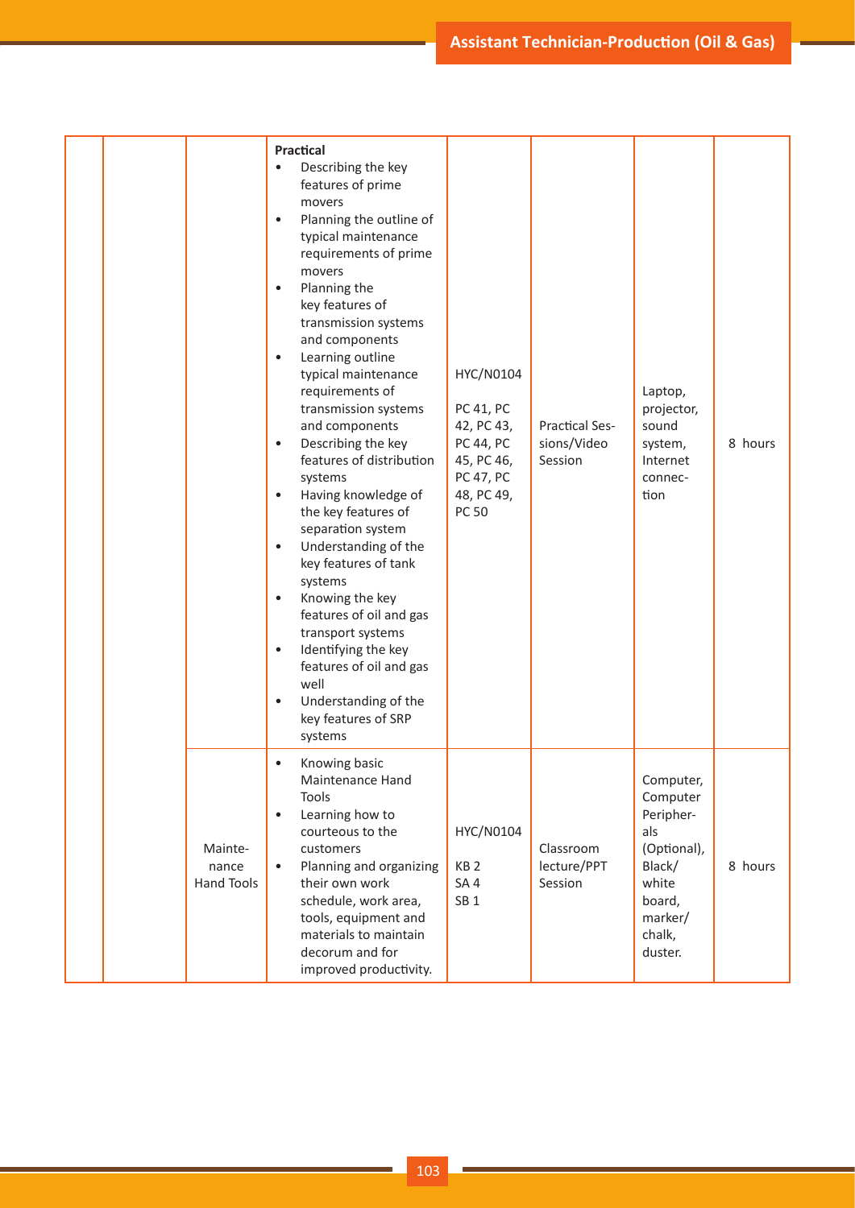|  |  |  |  |  |  |  |  |
|---|---|---|---|---|---|---|---|
|  |  |  | **Practical**<br>• Describing the key features of prime movers<br>• Planning the outline of typical maintenance requirements of prime movers<br>• Planning the key features of transmission systems and components<br>• Learning outline typical maintenance requirements of transmission systems and components<br>• Describing the key features of distribution systems<br>• Having knowledge of the key features of separation system<br>• Understanding of the key features of tank systems<br>• Knowing the key features of oil and gas transport systems<br>• Identifying the key features of oil and gas well<br>• Understanding of the key features of SRP systems | HYC/N0104<br><br>PC 41, PC 42, PC 43, PC 44, PC 45, PC 46, PC 47, PC 48, PC 49, PC 50 | Practical Sessions/Video Session | Laptop, projector, sound system, Internet connection | 8 hours |
|  |  | Maintenance Hand Tools | • Knowing basic Maintenance Hand Tools<br>• Learning how to courteous to the customers<br>• Planning and organizing their own work schedule, work area, tools, equipment and materials to maintain decorum and for improved productivity. | HYC/N0104<br><br>KB 2<br>SA 4<br>SB 1 | Classroom lecture/PPT Session | Computer, Computer Peripherals (Optional), Black/white board, marker/chalk, duster. | 8 hours |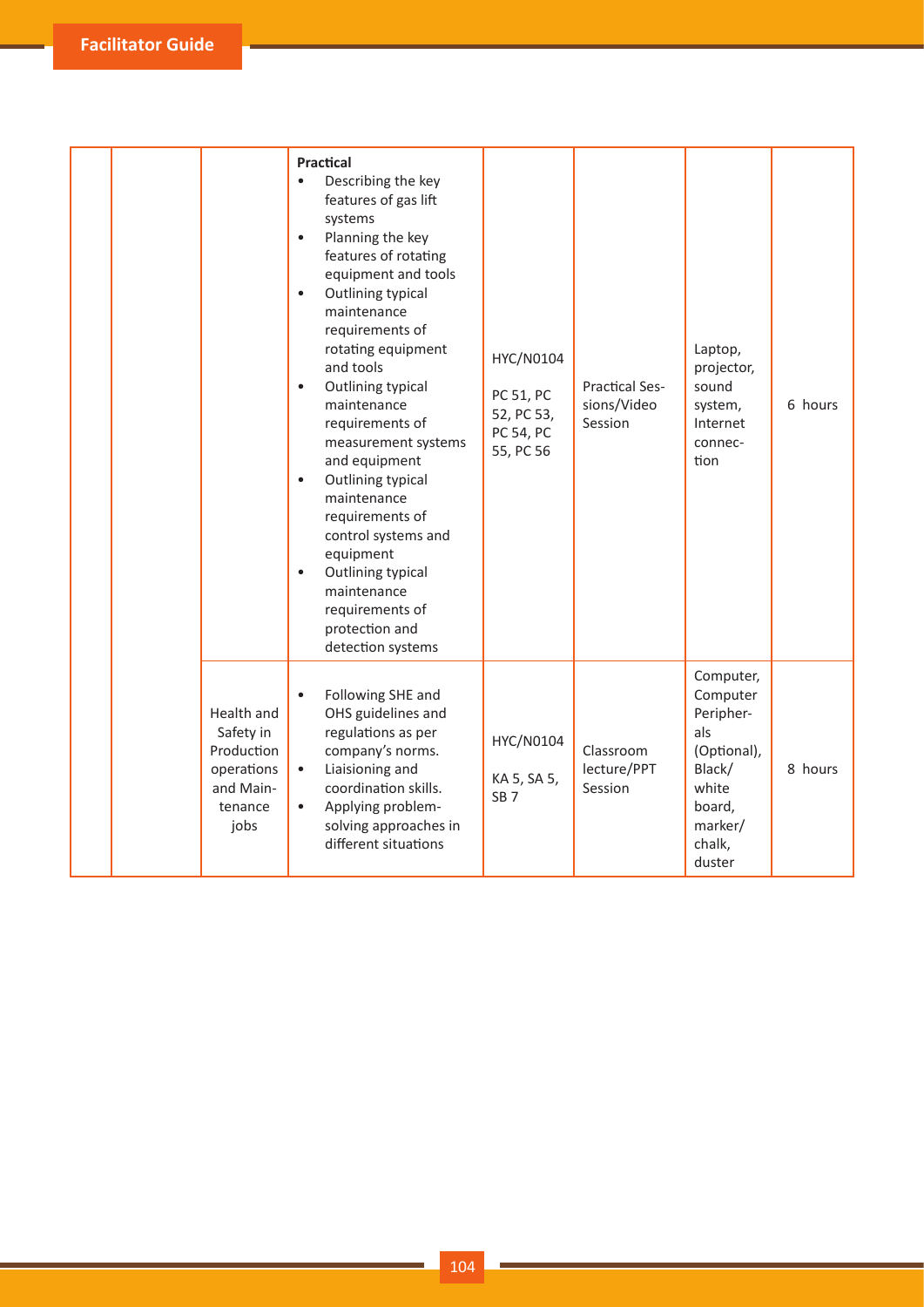| | | | | | | | |
|---|---|---|---|---|---|---|---|
| | | | **Practical**<br>• Describing the key features of gas lift systems<br>• Planning the key features of rotating equipment and tools<br>• Outlining typical maintenance requirements of rotating equipment and tools<br>• Outlining typical maintenance requirements of measurement systems and equipment<br>• Outlining typical maintenance requirements of control systems and equipment<br>• Outlining typical maintenance requirements of protection and detection systems | HYC/N0104<br><br>PC 51, PC 52, PC 53, PC 54, PC 55, PC 56 | Practical Sessions/Video Session | Laptop, projector, sound system, Internet connection | 6 hours |
| | | Health and Safety in Production operations and Maintenance jobs | • Following SHE and OHS guidelines and regulations as per company's norms.<br>• Liaisioning and coordination skills.<br>• Applying problem-solving approaches in different situations | HYC/N0104<br><br>KA 5, SA 5, SB 7 | Classroom lecture/PPT Session | Computer, Computer Peripherals (Optional), Black/ white board, marker/ chalk, duster | 8 hours |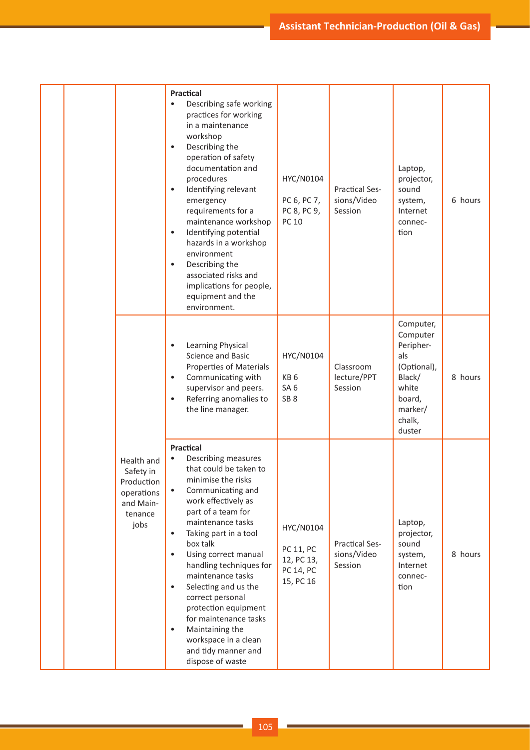| | | | | | | | |
|---|---|---|---|---|---|---|---|
| | | | **Practical**<br>• Describing safe working practices for working in a maintenance workshop<br>• Describing the operation of safety documentation and procedures<br>• Identifying relevant emergency requirements for a maintenance workshop<br>• Identifying potential hazards in a workshop environment<br>• Describing the associated risks and implications for people, equipment and the environment. | HYC/N0104<br>PC 6, PC 7, PC 8, PC 9, PC 10 | Practical Sessions/Video Session | Laptop, projector, sound system, Internet connection | 6 hours |
| | | Health and Safety in Production operations and Maintenance jobs | • Learning Physical Science and Basic Properties of Materials<br>• Communicating with supervisor and peers.<br>• Referring anomalies to the line manager. | HYC/N0104<br>KB 6<br>SA 6<br>SB 8 | Classroom lecture/PPT Session | Computer, Computer Peripherals (Optional), Black/white board, marker/chalk, duster | 8 hours |
| | | | **Practical**<br>• Describing measures that could be taken to minimise the risks<br>• Communicating and work effectively as part of a team for maintenance tasks<br>• Taking part in a tool box talk<br>• Using correct manual handling techniques for maintenance tasks<br>• Selecting and us the correct personal protection equipment for maintenance tasks<br>• Maintaining the workspace in a clean and tidy manner and dispose of waste | HYC/N0104<br>PC 11, PC 12, PC 13, PC 14, PC 15, PC 16 | Practical Sessions/Video Session | Laptop, projector, sound system, Internet connection | 8 hours |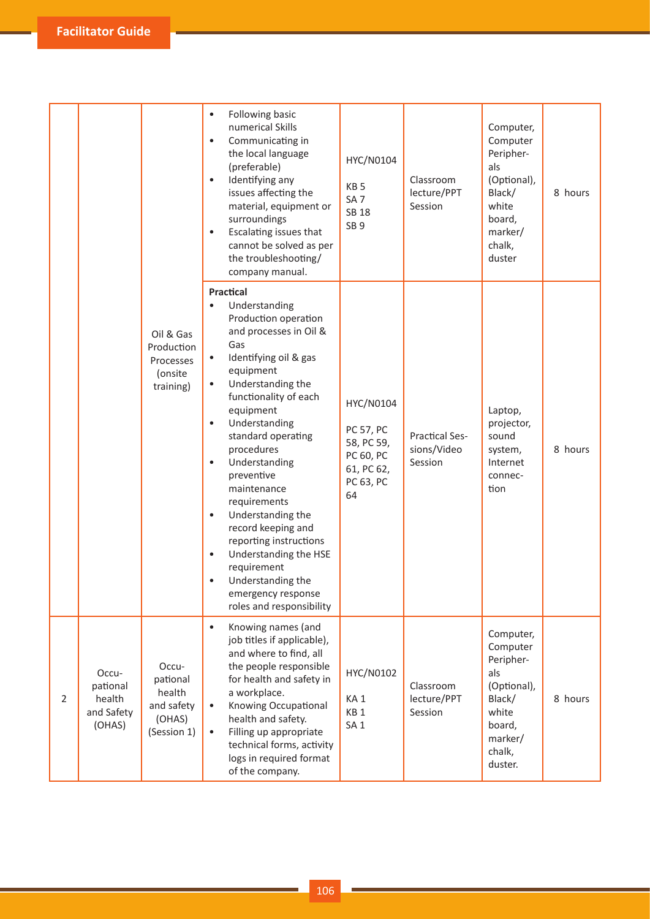| | | | | | | | |
|---|---|---|---|---|---|---|---|
| | | | • Following basic numerical Skills<br>• Communicating in the local language (preferable)<br>• Identifying any issues affecting the material, equipment or surroundings<br>• Escalating issues that cannot be solved as per the troubleshooting/ company manual. | HYC/N0104<br><br>KB 5<br>SA 7<br>SB 18<br>SB 9 | Classroom lecture/PPT Session | Computer, Computer Peripherals (Optional), Black/ white board, marker/ chalk, duster | 8 hours |
| | | Oil & Gas Production Processes (onsite training) | **Practical**<br>• Understanding Production operation and processes in Oil & Gas<br>• Identifying oil & gas equipment<br>• Understanding the functionality of each equipment<br>• Understanding standard operating procedures<br>• Understanding preventive maintenance requirements<br>• Understanding the record keeping and reporting instructions<br>• Understanding the HSE requirement<br>• Understanding the emergency response roles and responsibility | HYC/N0104<br><br>PC 57, PC 58, PC 59, PC 60, PC 61, PC 62, PC 63, PC 64 | Practical Sessions/Video Session | Laptop, projector, sound system, Internet connection | 8 hours |
| 2 | Occupational health and Safety (OHAS) | Occupational health and safety (OHAS) (Session 1) | • Knowing names (and job titles if applicable), and where to find, all the people responsible for health and safety in a workplace.<br>• Knowing Occupational health and safety.<br>• Filling up appropriate technical forms, activity logs in required format of the company. | HYC/N0102<br><br>KA 1<br>KB 1<br>SA 1 | Classroom lecture/PPT Session | Computer, Computer Peripherals (Optional), Black/ white board, marker/ chalk, duster. | 8 hours |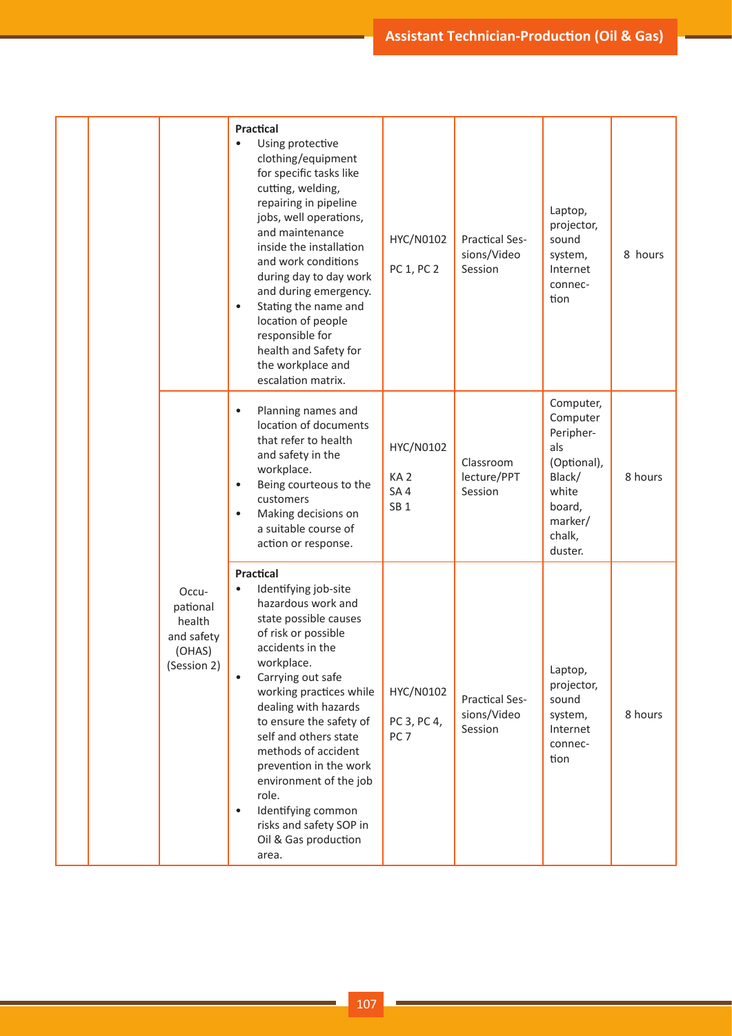| | | | | | | | |
|---|---|---|---|---|---|---|---|
| | | | **Practical**<br>• Using protective clothing/equipment for specific tasks like cutting, welding, repairing in pipeline jobs, well operations, and maintenance inside the installation and work conditions during day to day work and during emergency.<br>• Stating the name and location of people responsible for health and Safety for the workplace and escalation matrix. | HYC/N0102<br>PC 1, PC 2 | Practical Sessions/Video Session | Laptop, projector, sound system, Internet connection | 8 hours |
| | | Occupational health and safety (OHAS) (Session 2) | • Planning names and location of documents that refer to health and safety in the workplace.<br>• Being courteous to the customers<br>• Making decisions on a suitable course of action or response. | HYC/N0102<br>KA 2<br>SA 4<br>SB 1 | Classroom lecture/PPT Session | Computer, Computer Peripherals (Optional), Black/white board, marker/chalk, duster. | 8 hours |
| | | | **Practical**<br>• Identifying job-site hazardous work and state possible causes of risk or possible accidents in the workplace.<br>• Carrying out safe working practices while dealing with hazards to ensure the safety of self and others state methods of accident prevention in the work environment of the job role.<br>• Identifying common risks and safety SOP in Oil & Gas production area. | HYC/N0102<br>PC 3, PC 4, PC 7 | Practical Sessions/Video Session | Laptop, projector, sound system, Internet connection | 8 hours |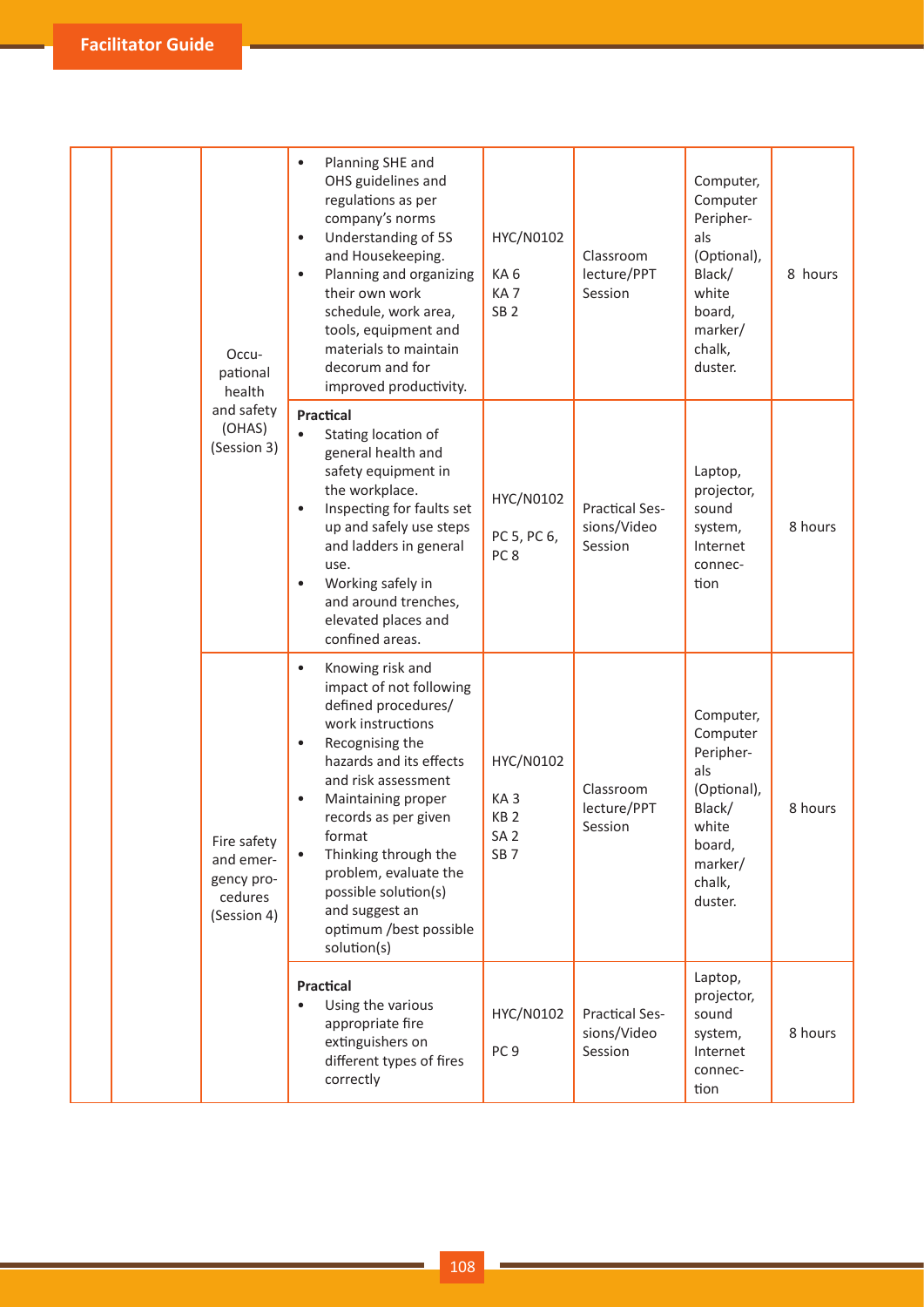| | | | | | | | |
|---|---|---|---|---|---|---|---|
| | | Occupational health and safety (OHAS) (Session 3) | • Planning SHE and OHS guidelines and regulations as per company's norms<br>• Understanding of 5S and Housekeeping.<br>• Planning and organizing their own work schedule, work area, tools, equipment and materials to maintain decorum and for improved productivity. | HYC/N0102<br>KA 6<br>KA 7<br>SB 2 | Classroom lecture/PPT Session | Computer, Computer Peripherals (Optional), Black/ white board, marker/ chalk, duster. | 8 hours |
| | | | **Practical**<br>• Stating location of general health and safety equipment in the workplace.<br>• Inspecting for faults set up and safely use steps and ladders in general use.<br>• Working safely in and around trenches, elevated places and confined areas. | HYC/N0102<br>PC 5, PC 6, PC 8 | Practical Sessions/Video Session | Laptop, projector, sound system, Internet connection | 8 hours |
| | | Fire safety and emergency procedures (Session 4) | • Knowing risk and impact of not following defined procedures/ work instructions<br>• Recognising the hazards and its effects and risk assessment<br>• Maintaining proper records as per given format<br>• Thinking through the problem, evaluate the possible solution(s) and suggest an optimum /best possible solution(s) | HYC/N0102<br>KA 3<br>KB 2<br>SA 2<br>SB 7 | Classroom lecture/PPT Session | Computer, Computer Peripherals (Optional), Black/ white board, marker/ chalk, duster. | 8 hours |
| | | | **Practical**<br>• Using the various appropriate fire extinguishers on different types of fires correctly | HYC/N0102<br>PC 9 | Practical Sessions/Video Session | Laptop, projector, sound system, Internet connection | 8 hours |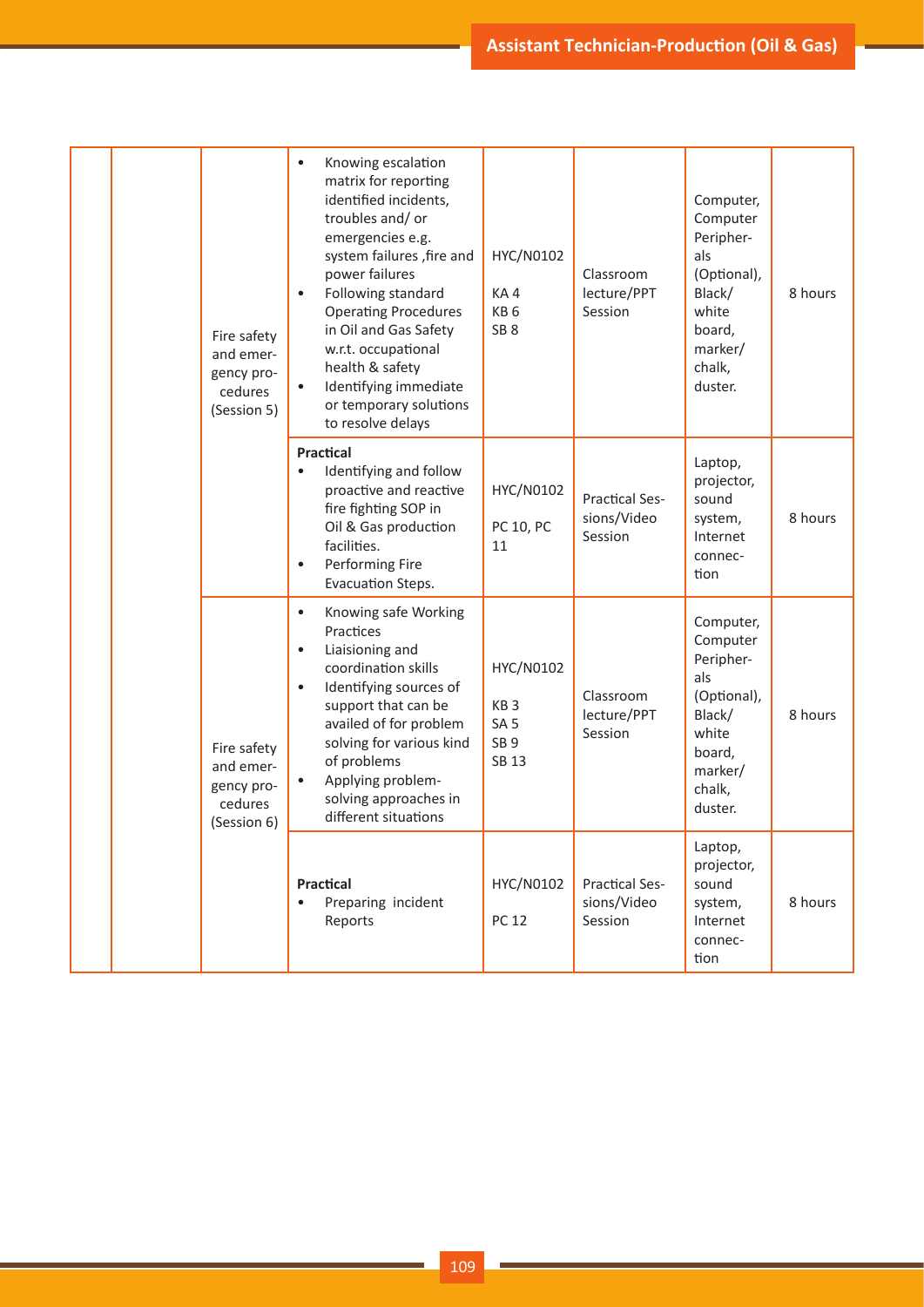| | | | | | | | |
|---|---|---|---|---|---|---|---|
| | | Fire safety and emergency procedures (Session 5) | • Knowing escalation matrix for reporting identified incidents, troubles and/ or emergencies e.g. system failures ,fire and power failures<br>• Following standard Operating Procedures in Oil and Gas Safety w.r.t. occupational health & safety<br>• Identifying immediate or temporary solutions to resolve delays | HYC/N0102<br>KA 4<br>KB 6<br>SB 8 | Classroom lecture/PPT Session | Computer, Computer Peripherals (Optional), Black/ white board, marker/ chalk, duster. | 8 hours |
| | | | **Practical**<br>• Identifying and follow proactive and reactive fire fighting SOP in Oil & Gas production facilities.<br>• Performing Fire Evacuation Steps. | HYC/N0102<br>PC 10, PC 11 | Practical Sessions/Video Session | Laptop, projector, sound system, Internet connection | 8 hours |
| | | Fire safety and emergency procedures (Session 6) | • Knowing safe Working Practices<br>• Liaisioning and coordination skills<br>• Identifying sources of support that can be availed of for problem solving for various kind of problems<br>• Applying problem-solving approaches in different situations | HYC/N0102<br>KB 3<br>SA 5<br>SB 9<br>SB 13 | Classroom lecture/PPT Session | Computer, Computer Peripherals (Optional), Black/ white board, marker/ chalk, duster. | 8 hours |
| | | | **Practical**<br>• Preparing incident Reports | HYC/N0102<br>PC 12 | Practical Sessions/Video Session | Laptop, projector, sound system, Internet connection | 8 hours |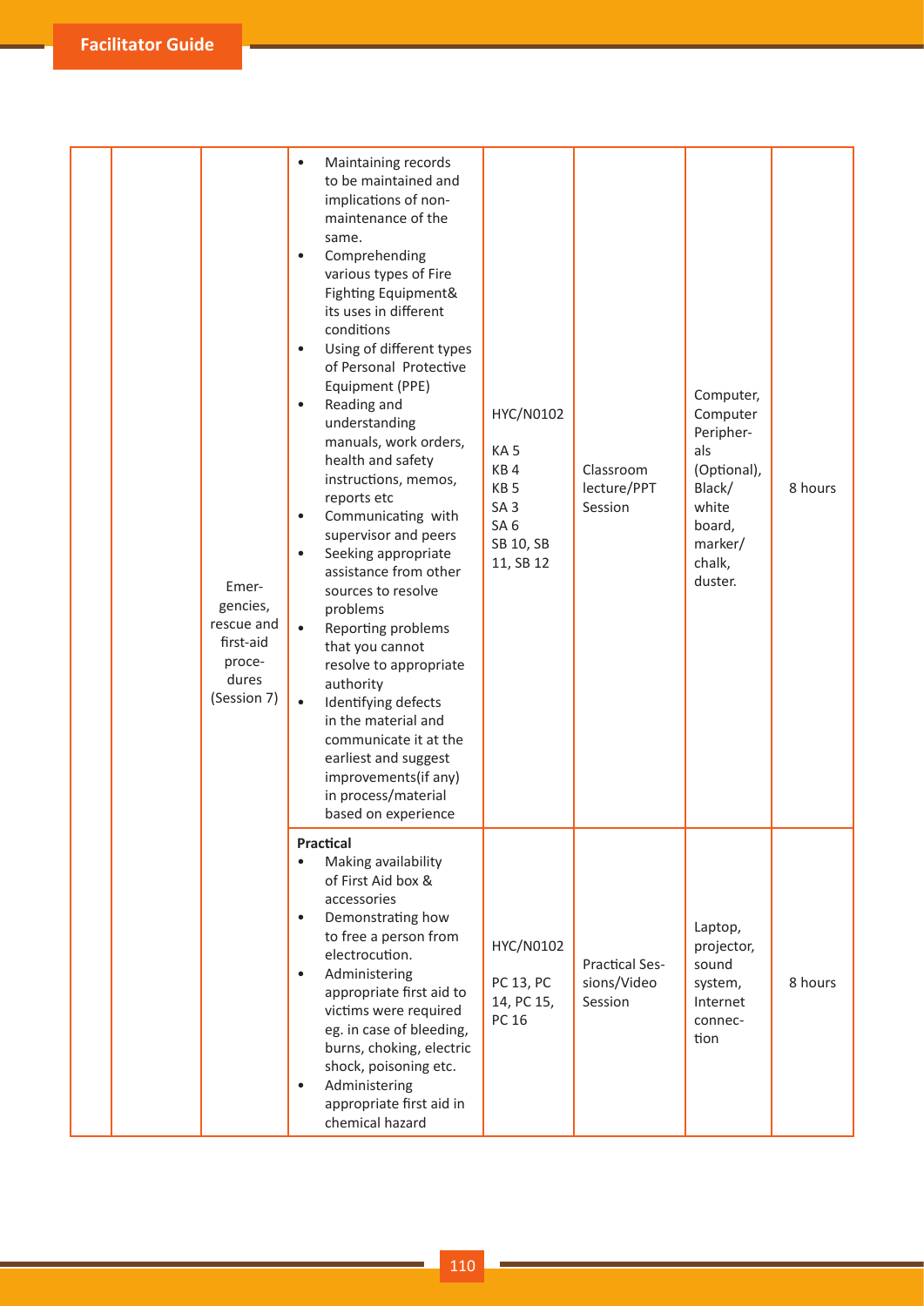| | | | | | | | |
|---|---|---|---|---|---|---|---|
| | | Emergencies, rescue and first-aid procedures (Session 7) | • Maintaining records to be maintained and implications of non-maintenance of the same.<br>• Comprehending various types of Fire Fighting Equipment& its uses in different conditions<br>• Using of different types of Personal Protective Equipment (PPE)<br>• Reading and understanding manuals, work orders, health and safety instructions, memos, reports etc<br>• Communicating with supervisor and peers<br>• Seeking appropriate assistance from other sources to resolve problems<br>• Reporting problems that you cannot resolve to appropriate authority<br>• Identifying defects in the material and communicate it at the earliest and suggest improvements(if any) in process/material based on experience | HYC/N0102<br><br>KA 5<br>KB 4<br>KB 5<br>SA 3<br>SA 6<br>SB 10, SB 11, SB 12 | Classroom lecture/PPT Session | Computer, Computer Peripherals (Optional), Black/white board, marker/chalk, duster. | 8 hours |
| | | | **Practical**<br>• Making availability of First Aid box & accessories<br>• Demonstrating how to free a person from electrocution.<br>• Administering appropriate first aid to victims were required eg. in case of bleeding, burns, choking, electric shock, poisoning etc.<br>• Administering appropriate first aid in chemical hazard | HYC/N0102<br><br>PC 13, PC 14, PC 15, PC 16 | Practical Sessions/Video Session | Laptop, projector, sound system, Internet connection | 8 hours |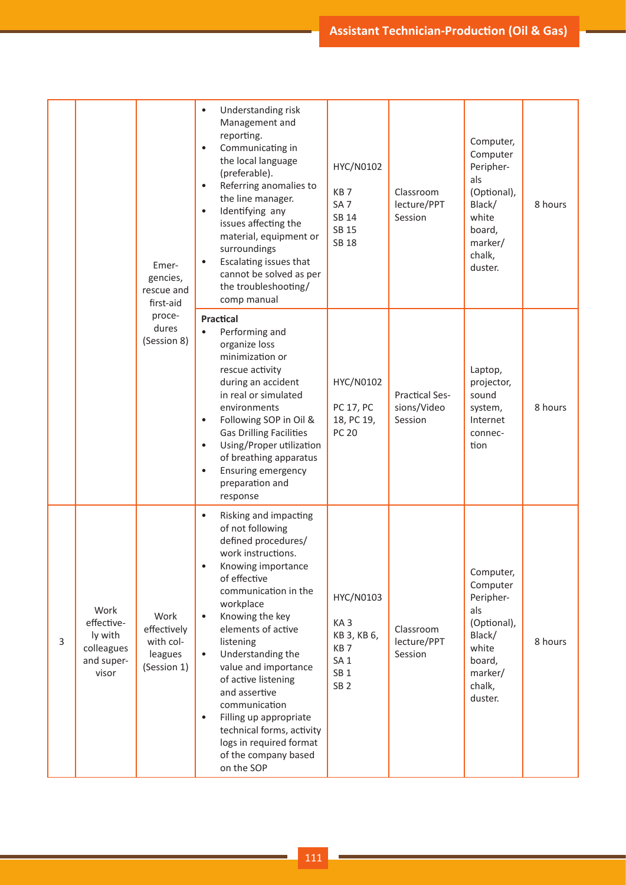| | | | | | | | |
|---|---|---|---|---|---|---|---|
| | | Emergencies, rescue and first-aid procedures (Session 8) | • Understanding risk Management and reporting.<br>• Communicating in the local language (preferable).<br>• Referring anomalies to the line manager.<br>• Identifying any issues affecting the material, equipment or surroundings<br>• Escalating issues that cannot be solved as per the troubleshooting/ comp manual | HYC/N0102<br>KB 7<br>SA 7<br>SB 14<br>SB 15<br>SB 18 | Classroom lecture/PPT Session | Computer, Computer Peripherals (Optional), Black/ white board, marker/ chalk, duster. | 8 hours |
| | | | **Practical**<br>• Performing and organize loss minimization or rescue activity during an accident in real or simulated environments<br>• Following SOP in Oil & Gas Drilling Facilities<br>• Using/Proper utilization of breathing apparatus<br>• Ensuring emergency preparation and response | HYC/N0102<br>PC 17, PC 18, PC 19, PC 20 | Practical Sessions/Video Session | Laptop, projector, sound system, Internet connection | 8 hours |
| 3 | Work effectively with colleagues and supervisor | Work effectively with colleagues (Session 1) | • Risking and impacting of not following defined procedures/ work instructions.<br>• Knowing importance of effective communication in the workplace<br>• Knowing the key elements of active listening<br>• Understanding the value and importance of active listening and assertive communication<br>• Filling up appropriate technical forms, activity logs in required format of the company based on the SOP | HYC/N0103<br>KA 3<br>KB 3, KB 6, KB 7<br>SA 1<br>SB 1<br>SB 2 | Classroom lecture/PPT Session | Computer, Computer Peripherals (Optional), Black/ white board, marker/ chalk, duster. | 8 hours |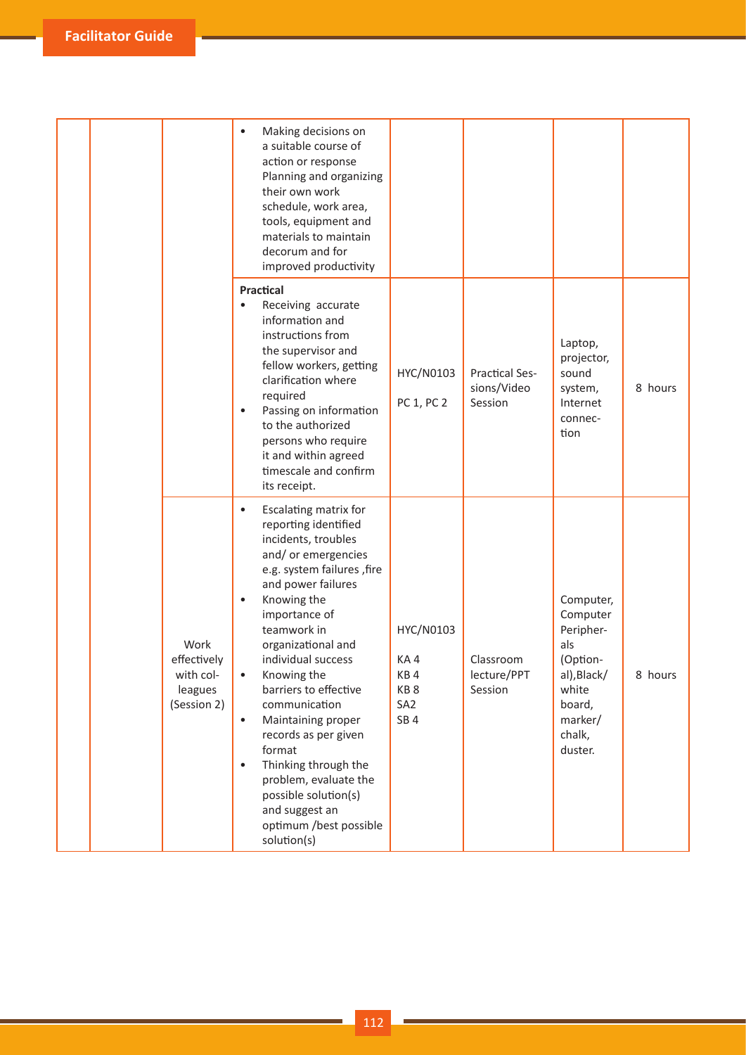| | | | | | | | |
|---|---|---|---|---|---|---|---|
| | | | • Making decisions on a suitable course of action or response Planning and organizing their own work schedule, work area, tools, equipment and materials to maintain decorum and for improved productivity | | | | |
| | | | **Practical**<br>• Receiving accurate information and instructions from the supervisor and fellow workers, getting clarification where required<br>• Passing on information to the authorized persons who require it and within agreed timescale and confirm its receipt. | HYC/N0103<br>PC 1, PC 2 | Practical Sessions/Video Session | Laptop, projector, sound system, Internet connection | 8 hours |
| | | Work effectively with colleagues (Session 2) | • Escalating matrix for reporting identified incidents, troubles and/ or emergencies e.g. system failures ,fire and power failures<br>• Knowing the importance of teamwork in organizational and individual success<br>• Knowing the barriers to effective communication<br>• Maintaining proper records as per given format<br>• Thinking through the problem, evaluate the possible solution(s) and suggest an optimum /best possible solution(s) | HYC/N0103<br>KA 4<br>KB 4<br>KB 8<br>SA2<br>SB 4 | Classroom lecture/PPT Session | Computer, Computer Peripherals (Optional),Black/ white board, marker/ chalk, duster. | 8 hours |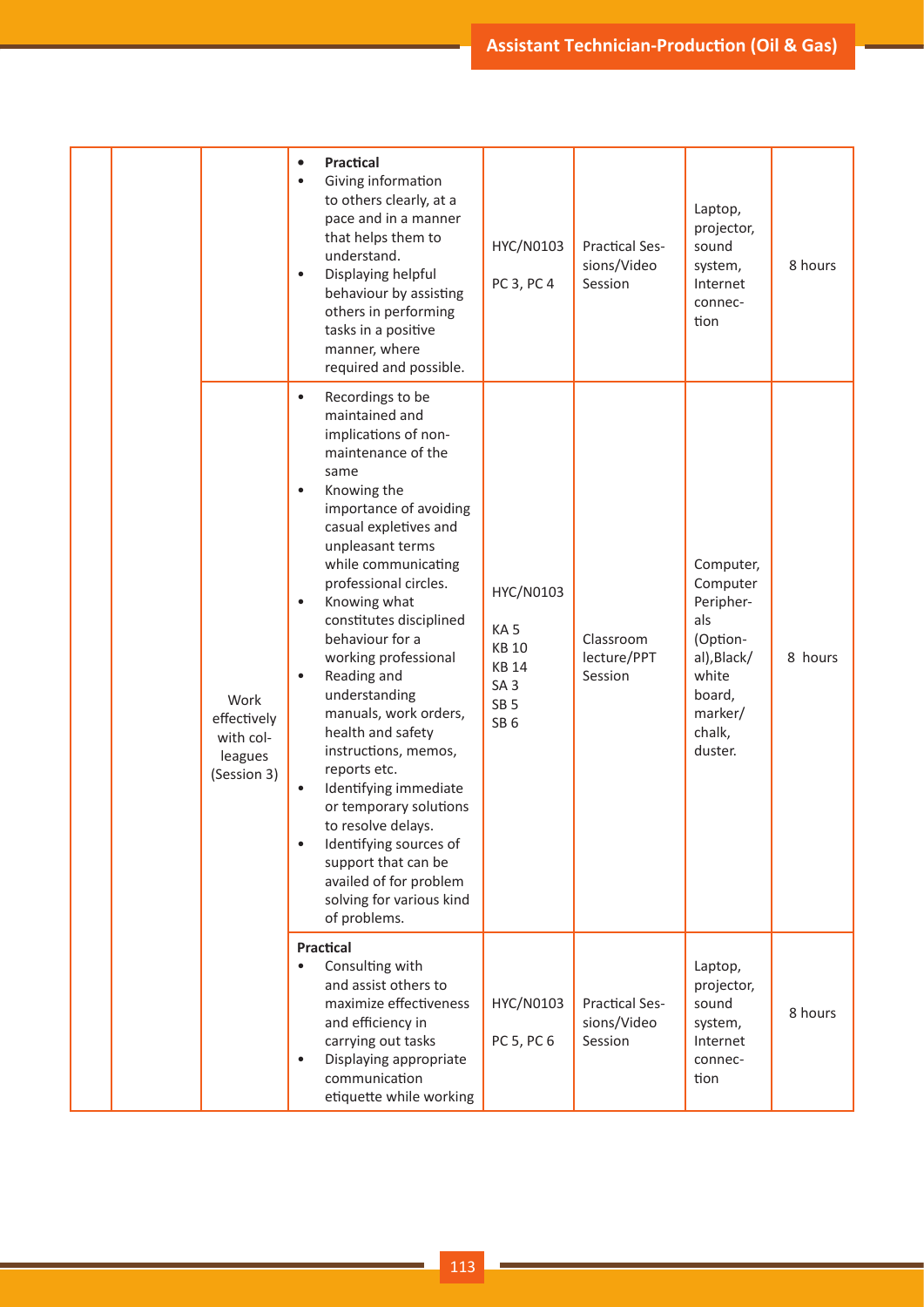| | | | | | | | |
|---|---|---|---|---|---|---|---|
| | | | • **Practical**<br>• Giving information to others clearly, at a pace and in a manner that helps them to understand.<br>• Displaying helpful behaviour by assisting others in performing tasks in a positive manner, where required and possible. | HYC/N0103<br>PC 3, PC 4 | Practical Sessions/Video Session | Laptop, projector, sound system, Internet connection | 8 hours |
| | | Work effectively with colleagues (Session 3) | • Recordings to be maintained and implications of non-maintenance of the same<br>• Knowing the importance of avoiding casual expletives and unpleasant terms while communicating professional circles.<br>• Knowing what constitutes disciplined behaviour for a working professional<br>• Reading and understanding manuals, work orders, health and safety instructions, memos, reports etc.<br>• Identifying immediate or temporary solutions to resolve delays.<br>• Identifying sources of support that can be availed of for problem solving for various kind of problems. | HYC/N0103<br>KA 5<br>KB 10<br>KB 14<br>SA 3<br>SB 5<br>SB 6 | Classroom lecture/PPT Session | Computer, Computer Peripherals (Optional),Black/white board, marker/chalk, duster. | 8 hours |
| | | | **Practical**<br>• Consulting with and assist others to maximize effectiveness and efficiency in carrying out tasks<br>• Displaying appropriate communication etiquette while working | HYC/N0103<br>PC 5, PC 6 | Practical Sessions/Video Session | Laptop, projector, sound system, Internet connection | 8 hours |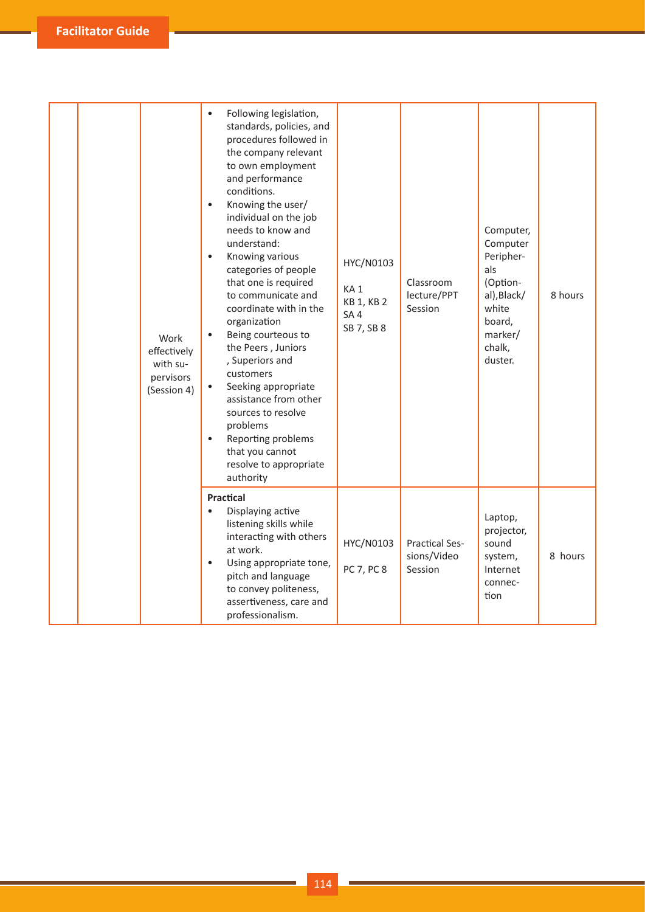| | | | | | | | |
|---|---|---|---|---|---|---|---|
| | | Work effectively with supervisors (Session 4) | • Following legislation, standards, policies, and procedures followed in the company relevant to own employment and performance conditions.<br>• Knowing the user/ individual on the job needs to know and understand:<br>• Knowing various categories of people that one is required to communicate and coordinate with in the organization<br>• Being courteous to the Peers , Juniors , Superiors and customers<br>• Seeking appropriate assistance from other sources to resolve problems<br>• Reporting problems that you cannot resolve to appropriate authority | HYC/N0103<br>KA 1<br>KB 1, KB 2<br>SA 4<br>SB 7, SB 8 | Classroom lecture/PPT Session | Computer, Computer Peripherals (Optional),Black/ white board, marker/ chalk, duster. | 8 hours |
| | | | **Practical**<br>• Displaying active listening skills while interacting with others at work.<br>• Using appropriate tone, pitch and language to convey politeness, assertiveness, care and professionalism. | HYC/N0103<br>PC 7, PC 8 | Practical Sessions/Video Session | Laptop, projector, sound system, Internet connection | 8 hours |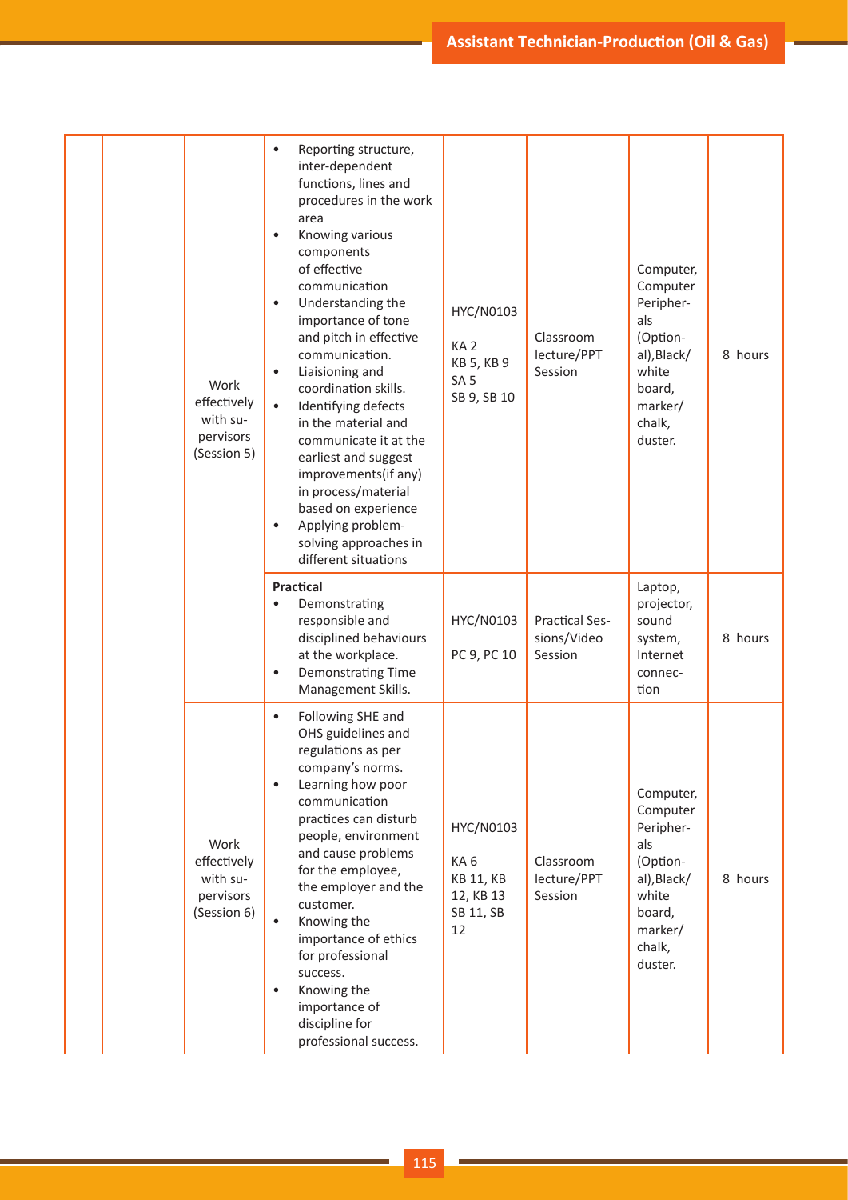| | | | | | | | |
|---|---|---|---|---|---|---|---|
| | | Work effectively with supervisors (Session 5) | • Reporting structure, inter-dependent functions, lines and procedures in the work area<br>• Knowing various components of effective communication<br>• Understanding the importance of tone and pitch in effective communication.<br>• Liaisioning and coordination skills.<br>• Identifying defects in the material and communicate it at the earliest and suggest improvements(if any) in process/material based on experience<br>• Applying problem-solving approaches in different situations | HYC/N0103<br>KA 2<br>KB 5, KB 9<br>SA 5<br>SB 9, SB 10 | Classroom lecture/PPT Session | Computer, Computer Peripherals (Optional),Black/white board, marker/chalk, duster. | 8 hours |
| | | | **Practical**<br>• Demonstrating responsible and disciplined behaviours at the workplace.<br>• Demonstrating Time Management Skills. | HYC/N0103<br>PC 9, PC 10 | Practical Sessions/Video Session | Laptop, projector, sound system, Internet connection | 8 hours |
| | | Work effectively with supervisors (Session 6) | • Following SHE and OHS guidelines and regulations as per company's norms.<br>• Learning how poor communication practices can disturb people, environment and cause problems for the employee, the employer and the customer.<br>• Knowing the importance of ethics for professional success.<br>• Knowing the importance of discipline for professional success. | HYC/N0103<br>KA 6<br>KB 11, KB 12, KB 13<br>SB 11, SB 12 | Classroom lecture/PPT Session | Computer, Computer Peripherals (Optional),Black/white board, marker/chalk, duster. | 8 hours |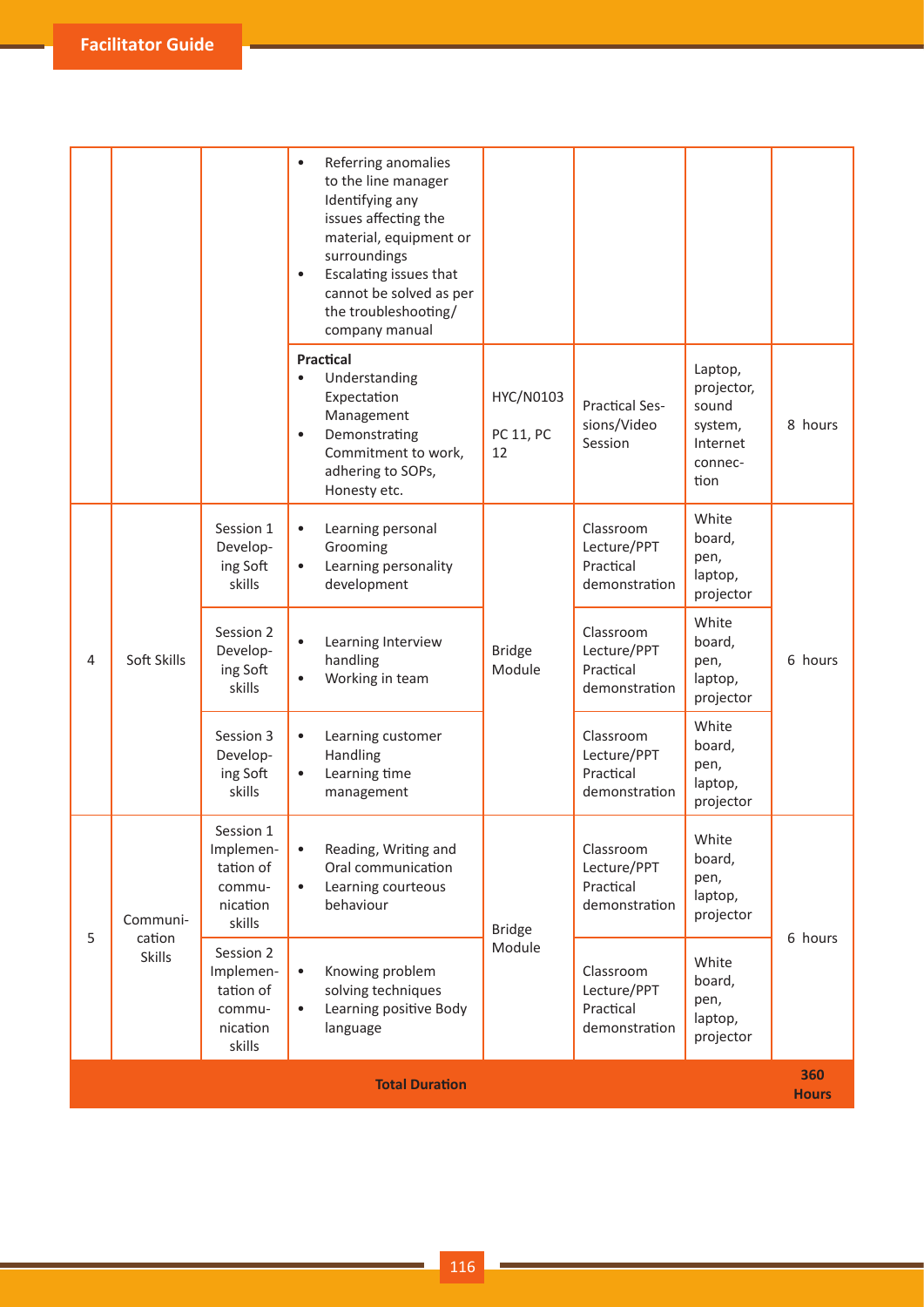| | | | | | | | |
|---|---|---|---|---|---|---|---|
| | | | • Referring anomalies to the line manager Identifying any issues affecting the material, equipment or surroundings<br>• Escalating issues that cannot be solved as per the troubleshooting/ company manual | | | | |
| | | | **Practical**<br>• Understanding Expectation Management<br>• Demonstrating Commitment to work, adhering to SOPs, Honesty etc. | HYC/N0103<br>PC 11, PC 12 | Practical Sessions/Video Session | Laptop, projector, sound system, Internet connection | 8 hours |
| 4 | Soft Skills | Session 1 Developing Soft skills | • Learning personal Grooming<br>• Learning personality development | Bridge Module | Classroom Lecture/PPT Practical demonstration | White board, pen, laptop, projector | 6 hours |
| | | Session 2 Developing Soft skills | • Learning Interview handling<br>• Working in team | | Classroom Lecture/PPT Practical demonstration | White board, pen, laptop, projector | |
| | | Session 3 Developing Soft skills | • Learning customer Handling<br>• Learning time management | | Classroom Lecture/PPT Practical demonstration | White board, pen, laptop, projector | |
| 5 | Communication Skills | Session 1 Implementation of communication skills | • Reading, Writing and Oral communication<br>• Learning courteous behaviour | Bridge Module | Classroom Lecture/PPT Practical demonstration | White board, pen, laptop, projector | 6 hours |
| | | Session 2 Implementation of communication skills | • Knowing problem solving techniques<br>• Learning positive Body language | | Classroom Lecture/PPT Practical demonstration | White board, pen, laptop, projector | |
| **Total Duration** | | | | | | | **360 Hours** |